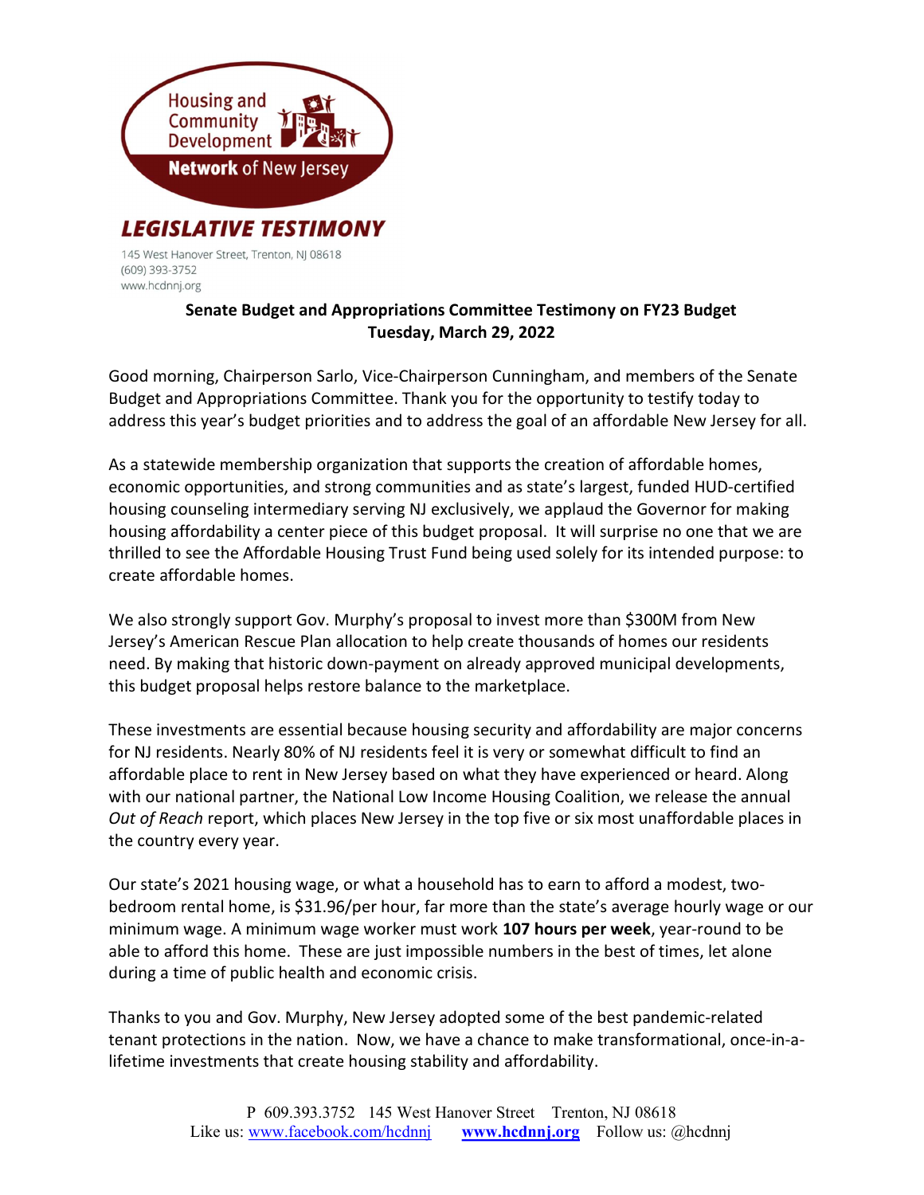Housing and Community Development **Network** of New Jersey

# LEGISLATIVE TESTIMONY

145 West Hanover Street, Trenton, NJ 08618
(609) 393-3752
www.hcdnnj.org

**Senate Budget and Appropriations Committee Testimony on FY23 Budget**
**Tuesday, March 29, 2022**

Good morning, Chairperson Sarlo, Vice-Chairperson Cunningham, and members of the Senate Budget and Appropriations Committee. Thank you for the opportunity to testify today to address this year's budget priorities and to address the goal of an affordable New Jersey for all.

As a statewide membership organization that supports the creation of affordable homes, economic opportunities, and strong communities and as state's largest, funded HUD-certified housing counseling intermediary serving NJ exclusively, we applaud the Governor for making housing affordability a center piece of this budget proposal. It will surprise no one that we are thrilled to see the Affordable Housing Trust Fund being used solely for its intended purpose: to create affordable homes.

We also strongly support Gov. Murphy's proposal to invest more than $300M from New Jersey's American Rescue Plan allocation to help create thousands of homes our residents need. By making that historic down-payment on already approved municipal developments, this budget proposal helps restore balance to the marketplace.

These investments are essential because housing security and affordability are major concerns for NJ residents. Nearly 80% of NJ residents feel it is very or somewhat difficult to find an affordable place to rent in New Jersey based on what they have experienced or heard. Along with our national partner, the National Low Income Housing Coalition, we release the annual *Out of Reach* report, which places New Jersey in the top five or six most unaffordable places in the country every year.

Our state's 2021 housing wage, or what a household has to earn to afford a modest, two-bedroom rental home, is $31.96/per hour, far more than the state's average hourly wage or our minimum wage. A minimum wage worker must work **107 hours per week**, year-round to be able to afford this home. These are just impossible numbers in the best of times, let alone during a time of public health and economic crisis.

Thanks to you and Gov. Murphy, New Jersey adopted some of the best pandemic-related tenant protections in the nation. Now, we have a chance to make transformational, once-in-a-lifetime investments that create housing stability and affordability.

P 609.393.3752 145 West Hanover Street Trenton, NJ 08618
Like us: www.facebook.com/hcdnnj **www.hcdnnj.org** Follow us: @hcdnnj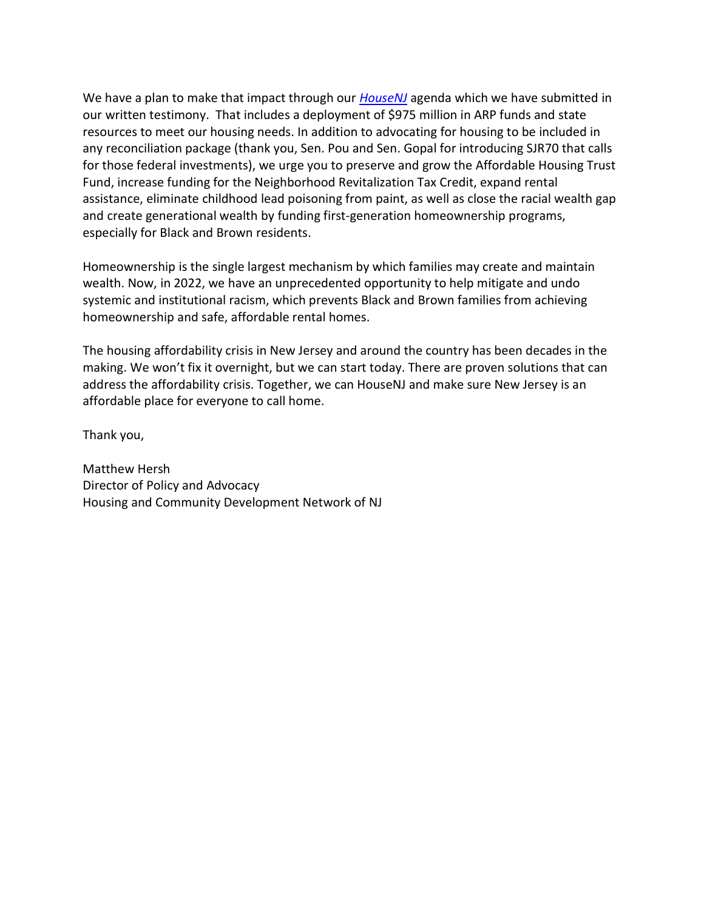We have a plan to make that impact through our *[HouseNJ](HouseNJ)* agenda which we have submitted in our written testimony. That includes a deployment of $975 million in ARP funds and state resources to meet our housing needs. In addition to advocating for housing to be included in any reconciliation package (thank you, Sen. Pou and Sen. Gopal for introducing SJR70 that calls for those federal investments), we urge you to preserve and grow the Affordable Housing Trust Fund, increase funding for the Neighborhood Revitalization Tax Credit, expand rental assistance, eliminate childhood lead poisoning from paint, as well as close the racial wealth gap and create generational wealth by funding first-generation homeownership programs, especially for Black and Brown residents.

Homeownership is the single largest mechanism by which families may create and maintain wealth. Now, in 2022, we have an unprecedented opportunity to help mitigate and undo systemic and institutional racism, which prevents Black and Brown families from achieving homeownership and safe, affordable rental homes.

The housing affordability crisis in New Jersey and around the country has been decades in the making. We won't fix it overnight, but we can start today. There are proven solutions that can address the affordability crisis. Together, we can HouseNJ and make sure New Jersey is an affordable place for everyone to call home.

Thank you,

Matthew Hersh
Director of Policy and Advocacy
Housing and Community Development Network of NJ